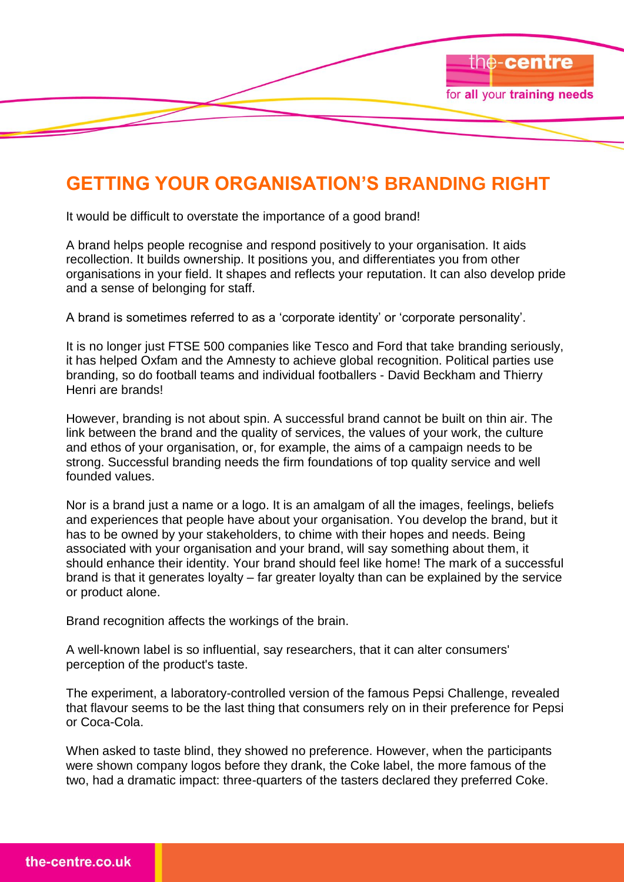# GETTING YOUR ORGANISATION'S BRANDING RIGHT

It would be difficult to overstate the importance of a good brand!

A brand helps people recognise and respond positively to your organisation. It aids recollection. It builds ownership. It positions you, and differentiates you from other organisations in your field. It shapes and reflects your reputation. It can also develop pride and a sense of belonging for staff.

A brand is sometimes referred to as a 'corporate identity' or 'corporate personality'.

It is no longer just FTSE 500 companies like Tesco and Ford that take branding seriously, it has helped Oxfam and the Amnesty to achieve global recognition. Political parties use branding, so do football teams and individual footballers - David Beckham and Thierry Henri are brands!

However, branding is not about spin. A successful brand cannot be built on thin air. The link between the brand and the quality of services, the values of your work, the culture and ethos of your organisation, or, for example, the aims of a campaign needs to be strong. Successful branding needs the firm foundations of top quality service and well founded values.

Nor is a brand just a name or a logo. It is an amalgam of all the images, feelings, beliefs and experiences that people have about your organisation. You develop the brand, but it has to be owned by your stakeholders, to chime with their hopes and needs. Being associated with your organisation and your brand, will say something about them, it should enhance their identity. Your brand should feel like home! The mark of a successful brand is that it generates loyalty – far greater loyalty than can be explained by the service or product alone.

Brand recognition affects the workings of the brain.

A well-known label is so influential, say researchers, that it can alter consumers' perception of the product's taste.

The experiment, a laboratory-controlled version of the famous Pepsi Challenge, revealed that flavour seems to be the last thing that consumers rely on in their preference for Pepsi or Coca-Cola.

When asked to taste blind, they showed no preference. However, when the participants were shown company logos before they drank, the Coke label, the more famous of the two, had a dramatic impact: three-quarters of the tasters declared they preferred Coke.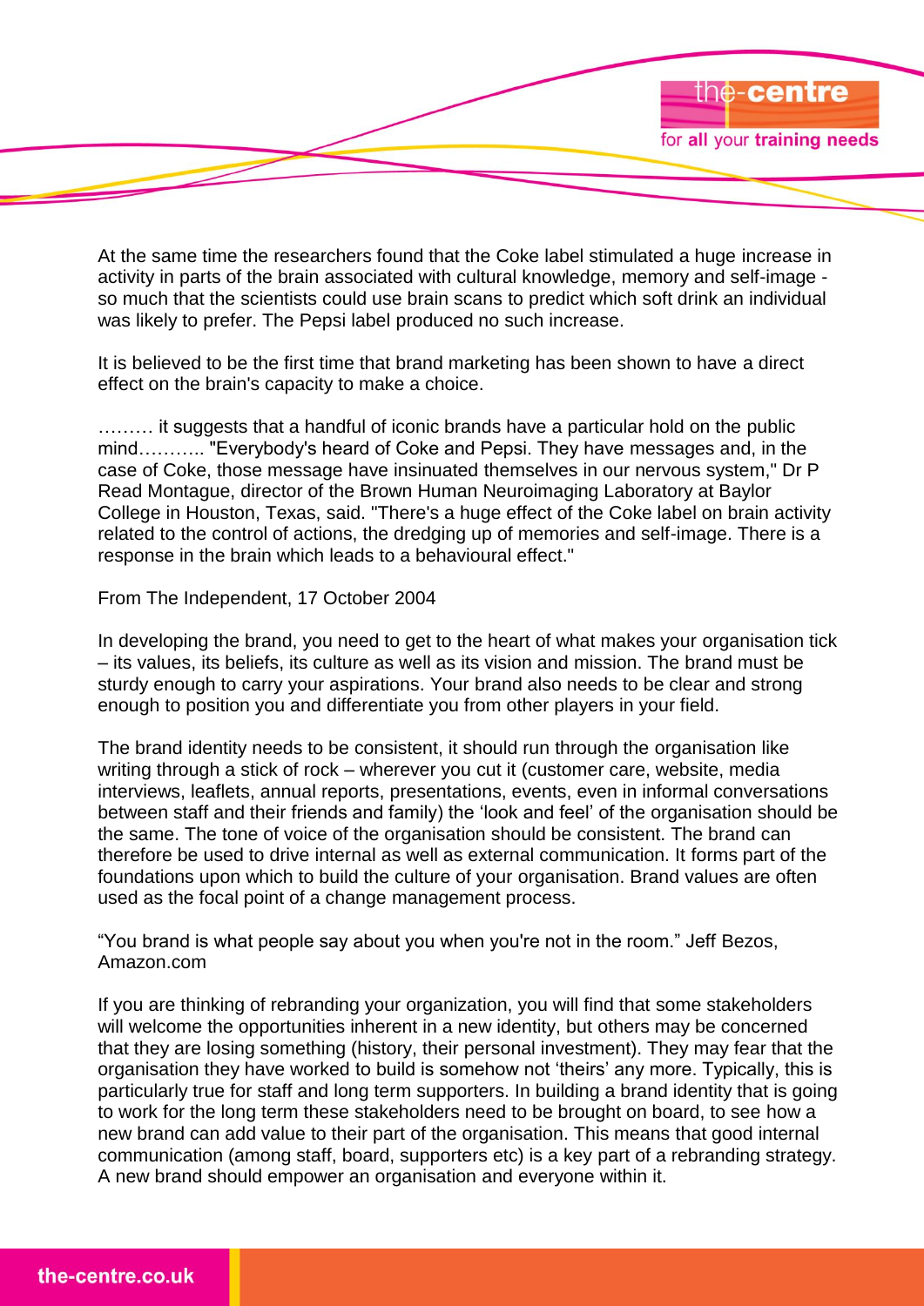At the same time the researchers found that the Coke label stimulated a huge increase in activity in parts of the brain associated with cultural knowledge, memory and self-image - so much that the scientists could use brain scans to predict which soft drink an individual was likely to prefer. The Pepsi label produced no such increase.

It is believed to be the first time that brand marketing has been shown to have a direct effect on the brain's capacity to make a choice.

……… it suggests that a handful of iconic brands have a particular hold on the public mind……….. "Everybody's heard of Coke and Pepsi. They have messages and, in the case of Coke, those message have insinuated themselves in our nervous system," Dr P Read Montague, director of the Brown Human Neuroimaging Laboratory at Baylor College in Houston, Texas, said. "There's a huge effect of the Coke label on brain activity related to the control of actions, the dredging up of memories and self-image. There is a response in the brain which leads to a behavioural effect."

From The Independent, 17 October 2004

In developing the brand, you need to get to the heart of what makes your organisation tick – its values, its beliefs, its culture as well as its vision and mission. The brand must be sturdy enough to carry your aspirations. Your brand also needs to be clear and strong enough to position you and differentiate you from other players in your field.

The brand identity needs to be consistent, it should run through the organisation like writing through a stick of rock – wherever you cut it (customer care, website, media interviews, leaflets, annual reports, presentations, events, even in informal conversations between staff and their friends and family) the 'look and feel' of the organisation should be the same. The tone of voice of the organisation should be consistent. The brand can therefore be used to drive internal as well as external communication. It forms part of the foundations upon which to build the culture of your organisation. Brand values are often used as the focal point of a change management process.

"You brand is what people say about you when you're not in the room." Jeff Bezos, Amazon.com

If you are thinking of rebranding your organization, you will find that some stakeholders will welcome the opportunities inherent in a new identity, but others may be concerned that they are losing something (history, their personal investment). They may fear that the organisation they have worked to build is somehow not 'theirs' any more. Typically, this is particularly true for staff and long term supporters. In building a brand identity that is going to work for the long term these stakeholders need to be brought on board, to see how a new brand can add value to their part of the organisation. This means that good internal communication (among staff, board, supporters etc) is a key part of a rebranding strategy. A new brand should empower an organisation and everyone within it.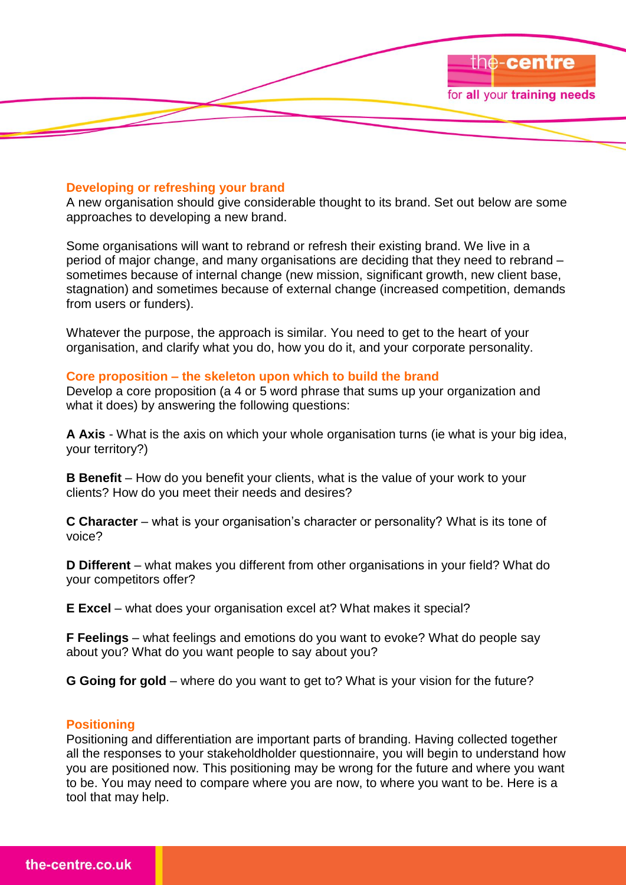## Developing or refreshing your brand

A new organisation should give considerable thought to its brand. Set out below are some approaches to developing a new brand.

Some organisations will want to rebrand or refresh their existing brand. We live in a period of major change, and many organisations are deciding that they need to rebrand – sometimes because of internal change (new mission, significant growth, new client base, stagnation) and sometimes because of external change (increased competition, demands from users or funders).

Whatever the purpose, the approach is similar. You need to get to the heart of your organisation, and clarify what you do, how you do it, and your corporate personality.

## Core proposition – the skeleton upon which to build the brand

Develop a core proposition (a 4 or 5 word phrase that sums up your organization and what it does) by answering the following questions:

**A Axis** - What is the axis on which your whole organisation turns (ie what is your big idea, your territory?)

**B Benefit** – How do you benefit your clients, what is the value of your work to your clients? How do you meet their needs and desires?

**C Character** – what is your organisation's character or personality? What is its tone of voice?

**D Different** – what makes you different from other organisations in your field? What do your competitors offer?

**E Excel** – what does your organisation excel at? What makes it special?

**F Feelings** – what feelings and emotions do you want to evoke? What do people say about you? What do you want people to say about you?

**G Going for gold** – where do you want to get to? What is your vision for the future?

## Positioning

Positioning and differentiation are important parts of branding. Having collected together all the responses to your stakeholdholder questionnaire, you will begin to understand how you are positioned now. This positioning may be wrong for the future and where you want to be. You may need to compare where you are now, to where you want to be. Here is a tool that may help.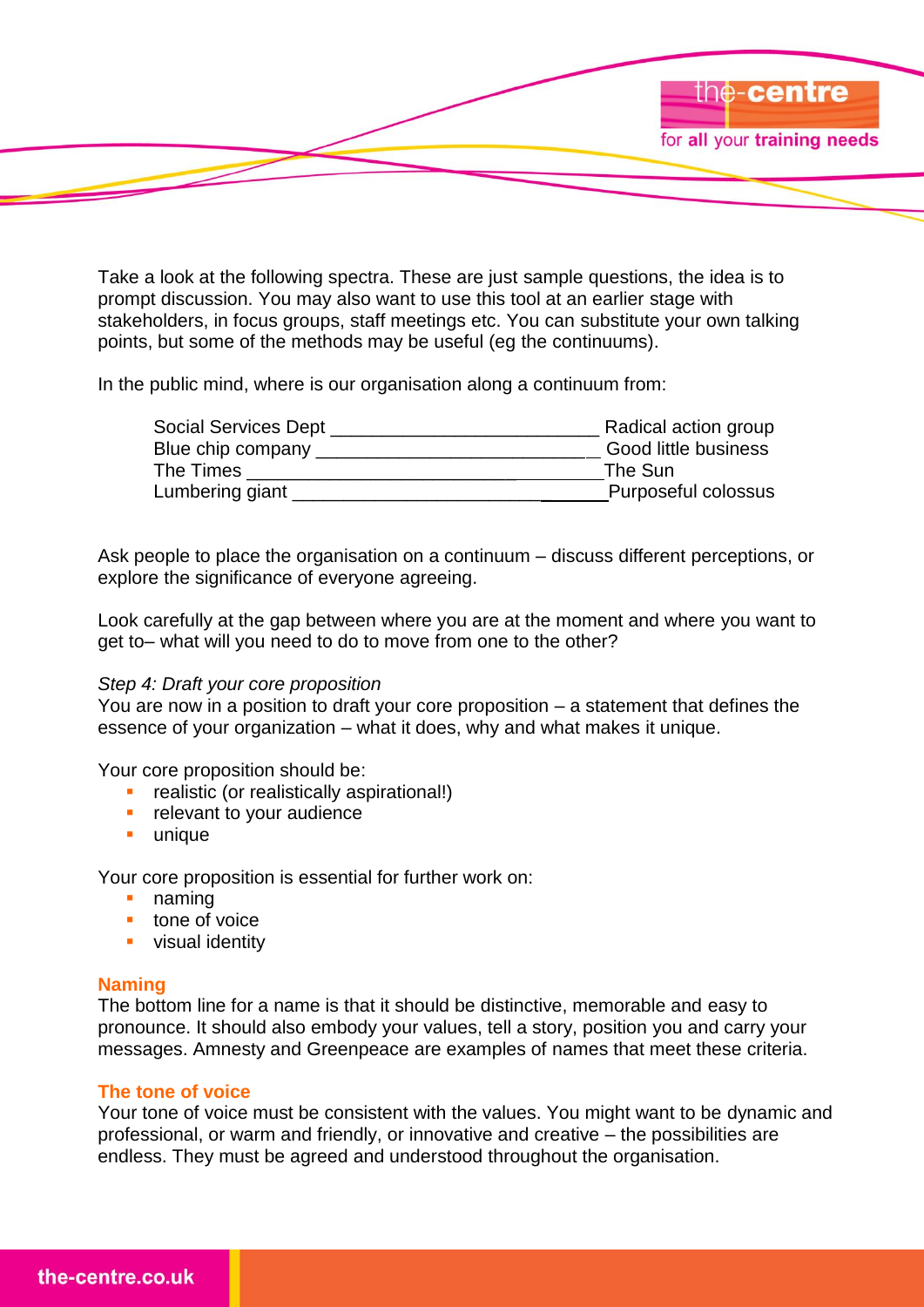Take a look at the following spectra. These are just sample questions, the idea is to prompt discussion. You may also want to use this tool at an earlier stage with stakeholders, in focus groups, staff meetings etc. You can substitute your own talking points, but some of the methods may be useful (eg the continuums).

In the public mind, where is our organisation along a continuum from:

| | |
|---|---|
| Social Services Dept __________________________ | Radical action group |
| Blue chip company __________________________ | Good little business |
| The Times __________________________ | The Sun |
| Lumbering giant __________________________ | Purposeful colossus |

Ask people to place the organisation on a continuum – discuss different perceptions, or explore the significance of everyone agreeing.

Look carefully at the gap between where you are at the moment and where you want to get to– what will you need to do to move from one to the other?

*Step 4: Draft your core proposition*

You are now in a position to draft your core proposition – a statement that defines the essence of your organization – what it does, why and what makes it unique.

Your core proposition should be:

- realistic (or realistically aspirational!)
- relevant to your audience
- unique

Your core proposition is essential for further work on:

- naming
- tone of voice
- visual identity

### Naming

The bottom line for a name is that it should be distinctive, memorable and easy to pronounce. It should also embody your values, tell a story, position you and carry your messages. Amnesty and Greenpeace are examples of names that meet these criteria.

### The tone of voice

Your tone of voice must be consistent with the values. You might want to be dynamic and professional, or warm and friendly, or innovative and creative – the possibilities are endless. They must be agreed and understood throughout the organisation.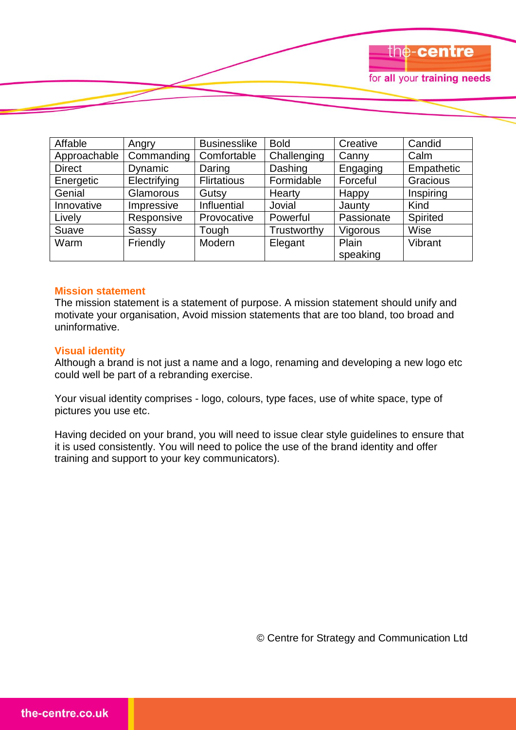| | | | | | |
|---|---|---|---|---|---|
| Affable | Angry | Businesslike | Bold | Creative | Candid |
| Approachable | Commanding | Comfortable | Challenging | Canny | Calm |
| Direct | Dynamic | Daring | Dashing | Engaging | Empathetic |
| Energetic | Electrifying | Flirtatious | Formidable | Forceful | Gracious |
| Genial | Glamorous | Gutsy | Hearty | Happy | Inspiring |
| Innovative | Impressive | Influential | Jovial | Jaunty | Kind |
| Lively | Responsive | Provocative | Powerful | Passionate | Spirited |
| Suave | Sassy | Tough | Trustworthy | Vigorous | Wise |
| Warm | Friendly | Modern | Elegant | Plain speaking | Vibrant |

**Mission statement**

The mission statement is a statement of purpose. A mission statement should unify and motivate your organisation, Avoid mission statements that are too bland, too broad and uninformative.

**Visual identity**

Although a brand is not just a name and a logo, renaming and developing a new logo etc could well be part of a rebranding exercise.

Your visual identity comprises - logo, colours, type faces, use of white space, type of pictures you use etc.

Having decided on your brand, you will need to issue clear style guidelines to ensure that it is used consistently. You will need to police the use of the brand identity and offer training and support to your key communicators).

© Centre for Strategy and Communication Ltd